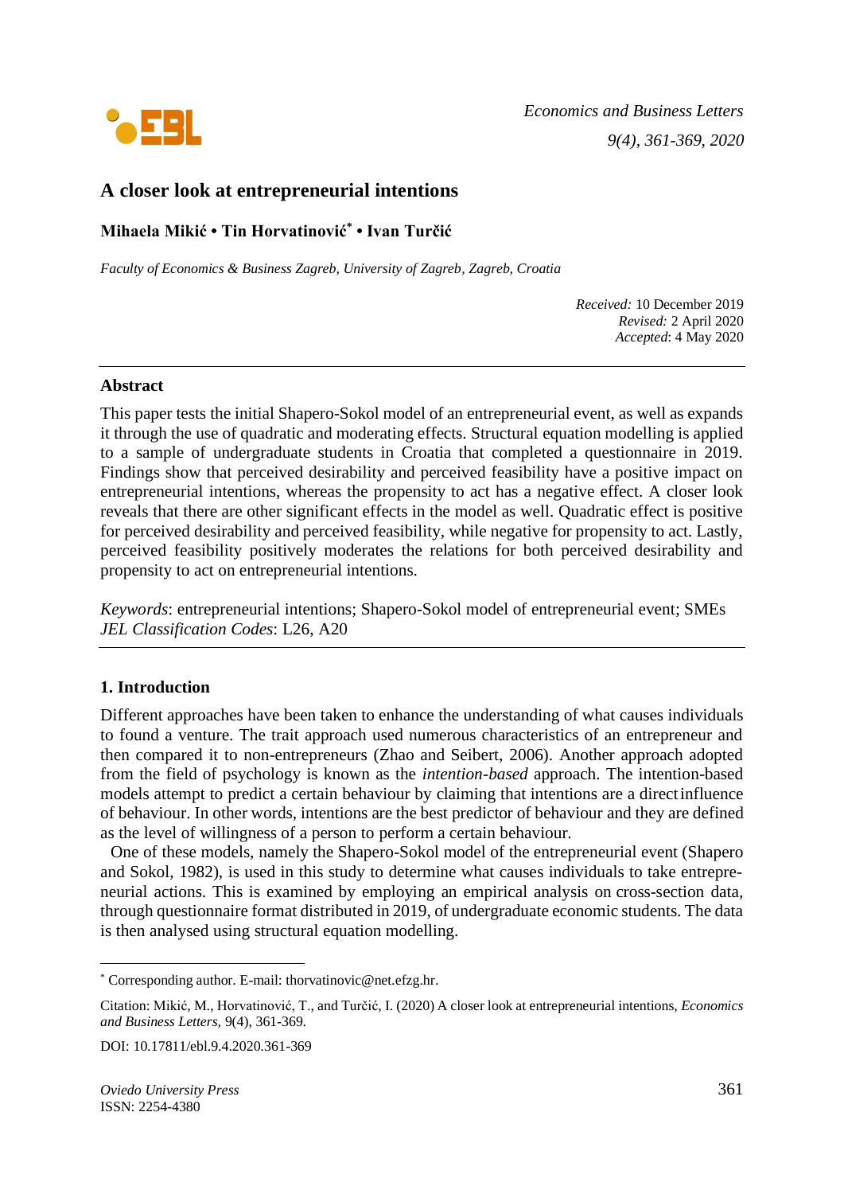# A closer look at entrepreneurial intentions

**Mihaela Mikić • Tin Horvatinović* • Ivan Turčić**

*Faculty of Economics & Business Zagreb, University of Zagreb, Zagreb, Croatia*

*Received:* 10 December 2019
*Revised:* 2 April 2020
*Accepted*: 4 May 2020

---

## Abstract

This paper tests the initial Shapero-Sokol model of an entrepreneurial event, as well as expands it through the use of quadratic and moderating effects. Structural equation modelling is applied to a sample of undergraduate students in Croatia that completed a questionnaire in 2019. Findings show that perceived desirability and perceived feasibility have a positive impact on entrepreneurial intentions, whereas the propensity to act has a negative effect. A closer look reveals that there are other significant effects in the model as well. Quadratic effect is positive for perceived desirability and perceived feasibility, while negative for propensity to act. Lastly, perceived feasibility positively moderates the relations for both perceived desirability and propensity to act on entrepreneurial intentions.

*Keywords*: entrepreneurial intentions; Shapero-Sokol model of entrepreneurial event; SMEs
*JEL Classification Codes*: L26, A20

---

## 1. Introduction

Different approaches have been taken to enhance the understanding of what causes individuals to found a venture. The trait approach used numerous characteristics of an entrepreneur and then compared it to non-entrepreneurs (Zhao and Seibert, 2006). Another approach adopted from the field of psychology is known as the *intention-based* approach. The intention-based models attempt to predict a certain behaviour by claiming that intentions are a direct influence of behaviour. In other words, intentions are the best predictor of behaviour and they are defined as the level of willingness of a person to perform a certain behaviour.

One of these models, namely the Shapero-Sokol model of the entrepreneurial event (Shapero and Sokol, 1982), is used in this study to determine what causes individuals to take entrepreneurial actions. This is examined by employing an empirical analysis on cross-section data, through questionnaire format distributed in 2019, of undergraduate economic students. The data is then analysed using structural equation modelling.

---

* Corresponding author. E-mail: thorvatinovic@net.efzg.hr.

Citation: Mikić, M., Horvatinović, T., and Turčić, I. (2020) A closer look at entrepreneurial intentions, *Economics and Business Letters*, 9(4), 361-369.

DOI: 10.17811/ebl.9.4.2020.361-369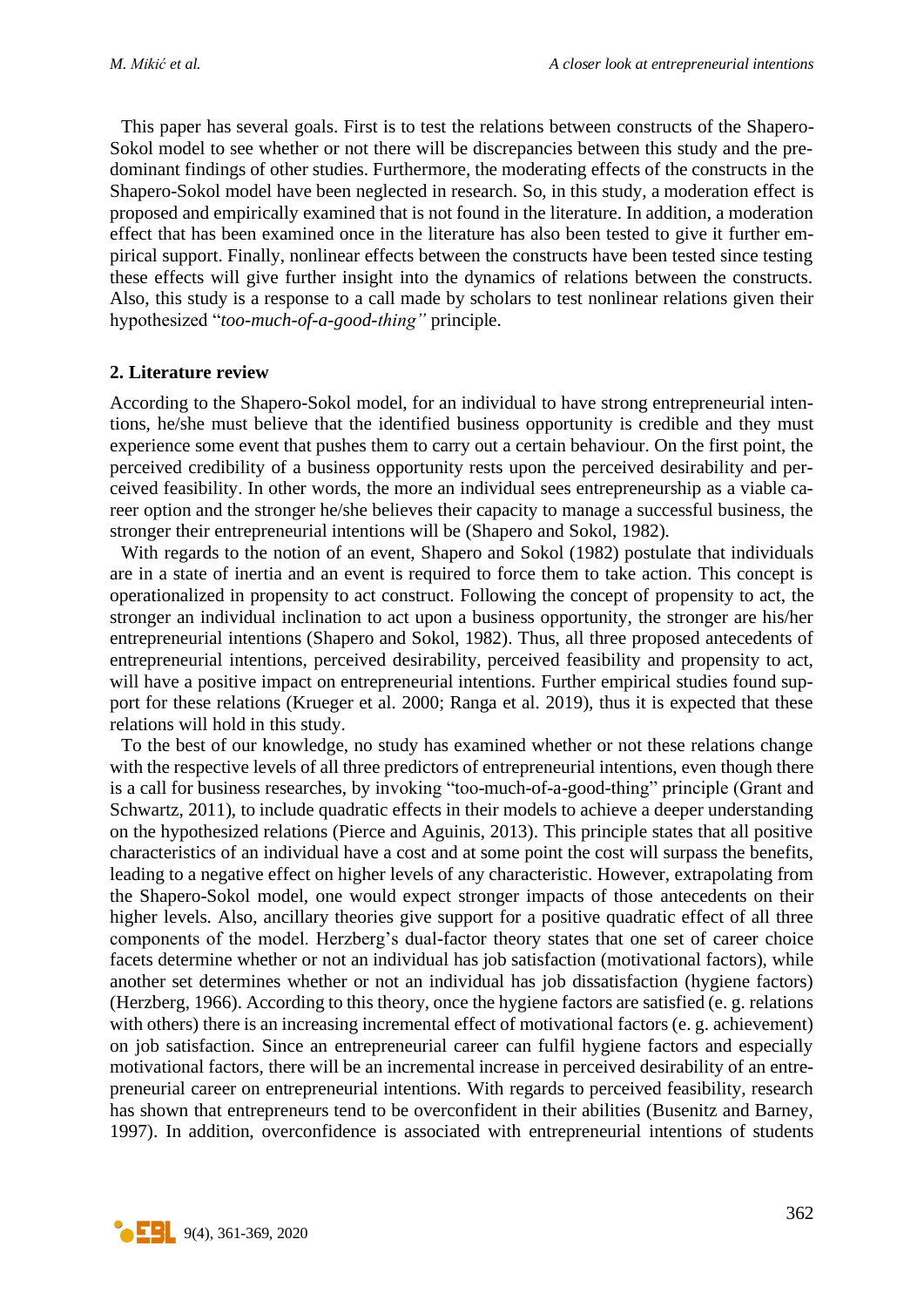This paper has several goals. First is to test the relations between constructs of the Shapero-Sokol model to see whether or not there will be discrepancies between this study and the predominant findings of other studies. Furthermore, the moderating effects of the constructs in the Shapero-Sokol model have been neglected in research. So, in this study, a moderation effect is proposed and empirically examined that is not found in the literature. In addition, a moderation effect that has been examined once in the literature has also been tested to give it further empirical support. Finally, nonlinear effects between the constructs have been tested since testing these effects will give further insight into the dynamics of relations between the constructs. Also, this study is a response to a call made by scholars to test nonlinear relations given their hypothesized "*too-much-of-a-good-thing"* principle.

## 2. Literature review

According to the Shapero-Sokol model, for an individual to have strong entrepreneurial intentions, he/she must believe that the identified business opportunity is credible and they must experience some event that pushes them to carry out a certain behaviour. On the first point, the perceived credibility of a business opportunity rests upon the perceived desirability and perceived feasibility. In other words, the more an individual sees entrepreneurship as a viable career option and the stronger he/she believes their capacity to manage a successful business, the stronger their entrepreneurial intentions will be (Shapero and Sokol, 1982).

With regards to the notion of an event, Shapero and Sokol (1982) postulate that individuals are in a state of inertia and an event is required to force them to take action. This concept is operationalized in propensity to act construct. Following the concept of propensity to act, the stronger an individual inclination to act upon a business opportunity, the stronger are his/her entrepreneurial intentions (Shapero and Sokol, 1982). Thus, all three proposed antecedents of entrepreneurial intentions, perceived desirability, perceived feasibility and propensity to act, will have a positive impact on entrepreneurial intentions. Further empirical studies found support for these relations (Krueger et al. 2000; Ranga et al. 2019), thus it is expected that these relations will hold in this study.

To the best of our knowledge, no study has examined whether or not these relations change with the respective levels of all three predictors of entrepreneurial intentions, even though there is a call for business researches, by invoking "too-much-of-a-good-thing" principle (Grant and Schwartz, 2011), to include quadratic effects in their models to achieve a deeper understanding on the hypothesized relations (Pierce and Aguinis, 2013). This principle states that all positive characteristics of an individual have a cost and at some point the cost will surpass the benefits, leading to a negative effect on higher levels of any characteristic. However, extrapolating from the Shapero-Sokol model, one would expect stronger impacts of those antecedents on their higher levels. Also, ancillary theories give support for a positive quadratic effect of all three components of the model. Herzberg's dual-factor theory states that one set of career choice facets determine whether or not an individual has job satisfaction (motivational factors), while another set determines whether or not an individual has job dissatisfaction (hygiene factors) (Herzberg, 1966). According to this theory, once the hygiene factors are satisfied (e. g. relations with others) there is an increasing incremental effect of motivational factors (e. g. achievement) on job satisfaction. Since an entrepreneurial career can fulfil hygiene factors and especially motivational factors, there will be an incremental increase in perceived desirability of an entrepreneurial career on entrepreneurial intentions. With regards to perceived feasibility, research has shown that entrepreneurs tend to be overconfident in their abilities (Busenitz and Barney, 1997). In addition, overconfidence is associated with entrepreneurial intentions of students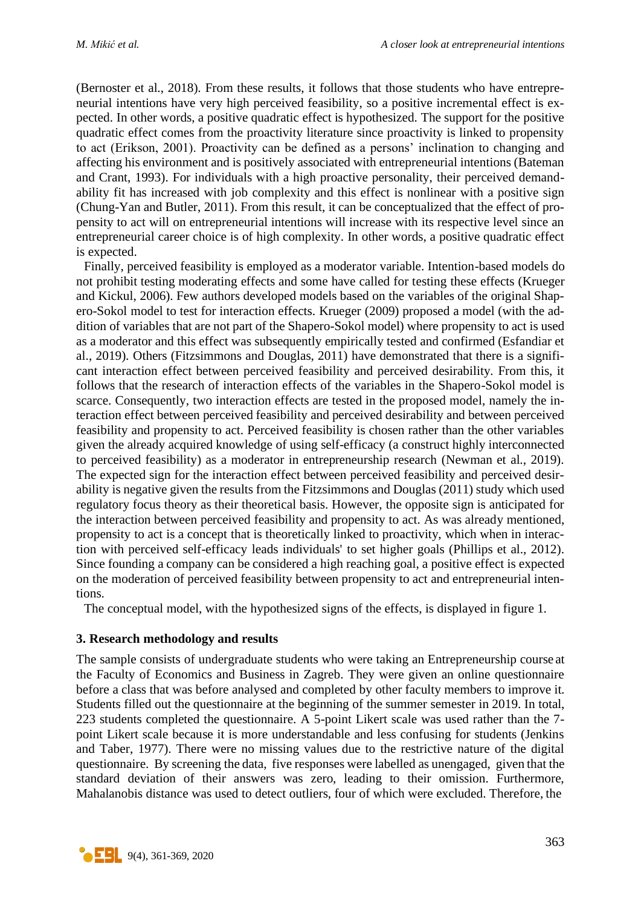(Bernoster et al., 2018). From these results, it follows that those students who have entrepreneurial intentions have very high perceived feasibility, so a positive incremental effect is expected. In other words, a positive quadratic effect is hypothesized. The support for the positive quadratic effect comes from the proactivity literature since proactivity is linked to propensity to act (Erikson, 2001). Proactivity can be defined as a persons' inclination to changing and affecting his environment and is positively associated with entrepreneurial intentions (Bateman and Crant, 1993). For individuals with a high proactive personality, their perceived demand-ability fit has increased with job complexity and this effect is nonlinear with a positive sign (Chung-Yan and Butler, 2011). From this result, it can be conceptualized that the effect of propensity to act will on entrepreneurial intentions will increase with its respective level since an entrepreneurial career choice is of high complexity. In other words, a positive quadratic effect is expected.

Finally, perceived feasibility is employed as a moderator variable. Intention-based models do not prohibit testing moderating effects and some have called for testing these effects (Krueger and Kickul, 2006). Few authors developed models based on the variables of the original Shapero-Sokol model to test for interaction effects. Krueger (2009) proposed a model (with the addition of variables that are not part of the Shapero-Sokol model) where propensity to act is used as a moderator and this effect was subsequently empirically tested and confirmed (Esfandiar et al., 2019). Others (Fitzsimmons and Douglas, 2011) have demonstrated that there is a significant interaction effect between perceived feasibility and perceived desirability. From this, it follows that the research of interaction effects of the variables in the Shapero-Sokol model is scarce. Consequently, two interaction effects are tested in the proposed model, namely the interaction effect between perceived feasibility and perceived desirability and between perceived feasibility and propensity to act. Perceived feasibility is chosen rather than the other variables given the already acquired knowledge of using self-efficacy (a construct highly interconnected to perceived feasibility) as a moderator in entrepreneurship research (Newman et al., 2019). The expected sign for the interaction effect between perceived feasibility and perceived desirability is negative given the results from the Fitzsimmons and Douglas (2011) study which used regulatory focus theory as their theoretical basis. However, the opposite sign is anticipated for the interaction between perceived feasibility and propensity to act. As was already mentioned, propensity to act is a concept that is theoretically linked to proactivity, which when in interaction with perceived self-efficacy leads individuals' to set higher goals (Phillips et al., 2012). Since founding a company can be considered a high reaching goal, a positive effect is expected on the moderation of perceived feasibility between propensity to act and entrepreneurial intentions.

The conceptual model, with the hypothesized signs of the effects, is displayed in figure 1.

## 3. Research methodology and results

The sample consists of undergraduate students who were taking an Entrepreneurship course at the Faculty of Economics and Business in Zagreb. They were given an online questionnaire before a class that was before analysed and completed by other faculty members to improve it. Students filled out the questionnaire at the beginning of the summer semester in 2019. In total, 223 students completed the questionnaire. A 5-point Likert scale was used rather than the 7-point Likert scale because it is more understandable and less confusing for students (Jenkins and Taber, 1977). There were no missing values due to the restrictive nature of the digital questionnaire. By screening the data, five responses were labelled as unengaged, given that the standard deviation of their answers was zero, leading to their omission. Furthermore, Mahalanobis distance was used to detect outliers, four of which were excluded. Therefore, the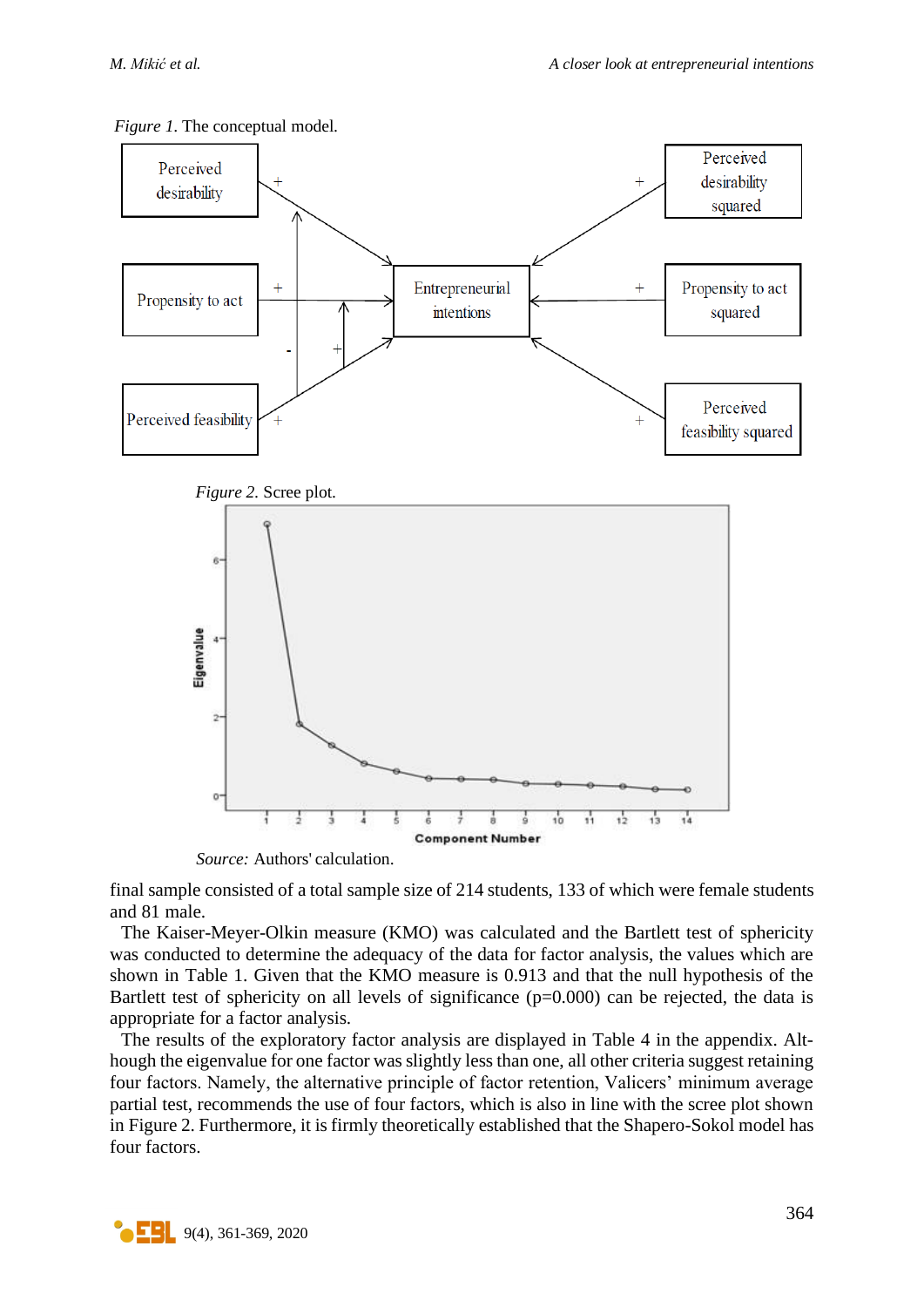*Figure 1*. The conceptual model.

*Figure 2*. Scree plot.

*Source:* Authors' calculation.

final sample consisted of a total sample size of 214 students, 133 of which were female students and 81 male.

The Kaiser-Meyer-Olkin measure (KMO) was calculated and the Bartlett test of sphericity was conducted to determine the adequacy of the data for factor analysis, the values which are shown in Table 1. Given that the KMO measure is 0.913 and that the null hypothesis of the Bartlett test of sphericity on all levels of significance (p=0.000) can be rejected, the data is appropriate for a factor analysis.

The results of the exploratory factor analysis are displayed in Table 4 in the appendix. Although the eigenvalue for one factor was slightly less than one, all other criteria suggest retaining four factors. Namely, the alternative principle of factor retention, Valicers' minimum average partial test, recommends the use of four factors, which is also in line with the scree plot shown in Figure 2. Furthermore, it is firmly theoretically established that the Shapero-Sokol model has four factors.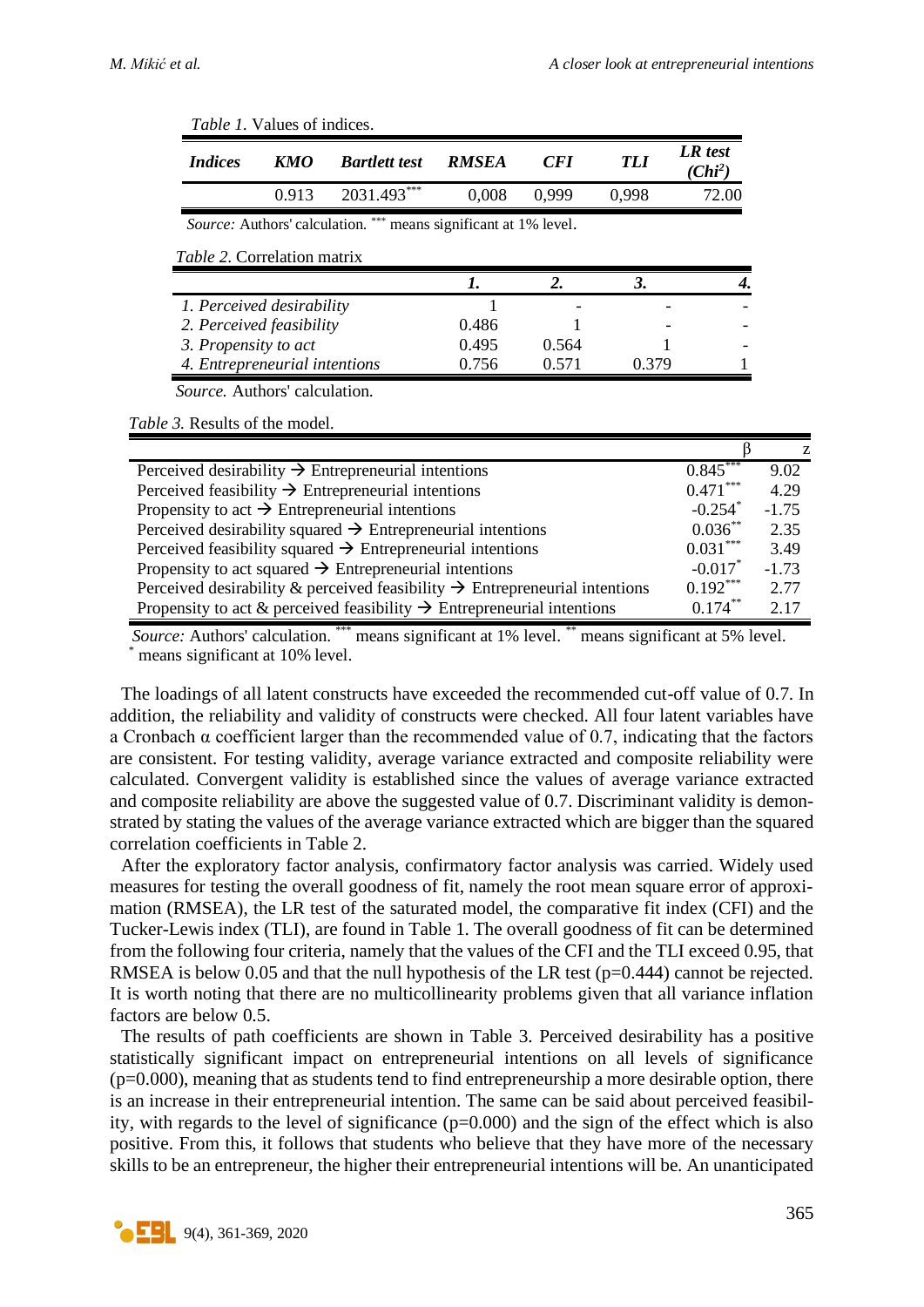*Table 1.* Values of indices.

| *Indices* | *KMO* | *Bartlett test* | *RMSEA* | *CFI* | *TLI* | *LR test ($Chi^2$)* |
|---|---|---|---|---|---|---|
| | 0.913 | 2031.493*** | 0,008 | 0,999 | 0,998 | 72.00 |

*Source:* Authors' calculation. *** means significant at 1% level.

*Table 2.* Correlation matrix

| | *1.* | *2.* | *3.* | *4.* |
|---|---|---|---|---|
| *1. Perceived desirability* | 1 | - | - | - |
| *2. Perceived feasibility* | 0.486 | 1 | - | - |
| *3. Propensity to act* | 0.495 | 0.564 | 1 | - |
| *4. Entrepreneurial intentions* | 0.756 | 0.571 | 0.379 | 1 |

*Source.* Authors' calculation.

*Table 3.* Results of the model.

| | β | z |
|---|---|---|
| Perceived desirability → Entrepreneurial intentions | 0.845*** | 9.02 |
| Perceived feasibility → Entrepreneurial intentions | 0.471*** | 4.29 |
| Propensity to act → Entrepreneurial intentions | -0.254* | -1.75 |
| Perceived desirability squared → Entrepreneurial intentions | 0.036** | 2.35 |
| Perceived feasibility squared → Entrepreneurial intentions | 0.031*** | 3.49 |
| Propensity to act squared → Entrepreneurial intentions | -0.017* | -1.73 |
| Perceived desirability & perceived feasibility → Entrepreneurial intentions | 0.192*** | 2.77 |
| Propensity to act & perceived feasibility → Entrepreneurial intentions | 0.174** | 2.17 |

*Source:* Authors' calculation. *** means significant at 1% level. ** means significant at 5% level. * means significant at 10% level.

The loadings of all latent constructs have exceeded the recommended cut-off value of 0.7. In addition, the reliability and validity of constructs were checked. All four latent variables have a Cronbach α coefficient larger than the recommended value of 0.7, indicating that the factors are consistent. For testing validity, average variance extracted and composite reliability were calculated. Convergent validity is established since the values of average variance extracted and composite reliability are above the suggested value of 0.7. Discriminant validity is demonstrated by stating the values of the average variance extracted which are bigger than the squared correlation coefficients in Table 2.

After the exploratory factor analysis, confirmatory factor analysis was carried. Widely used measures for testing the overall goodness of fit, namely the root mean square error of approximation (RMSEA), the LR test of the saturated model, the comparative fit index (CFI) and the Tucker-Lewis index (TLI), are found in Table 1. The overall goodness of fit can be determined from the following four criteria, namely that the values of the CFI and the TLI exceed 0.95, that RMSEA is below 0.05 and that the null hypothesis of the LR test ($p=0.444$) cannot be rejected. It is worth noting that there are no multicollinearity problems given that all variance inflation factors are below 0.5.

The results of path coefficients are shown in Table 3. Perceived desirability has a positive statistically significant impact on entrepreneurial intentions on all levels of significance ($p=0.000$), meaning that as students tend to find entrepreneurship a more desirable option, there is an increase in their entrepreneurial intention. The same can be said about perceived feasibility, with regards to the level of significance ($p=0.000$) and the sign of the effect which is also positive. From this, it follows that students who believe that they have more of the necessary skills to be an entrepreneur, the higher their entrepreneurial intentions will be. An unanticipated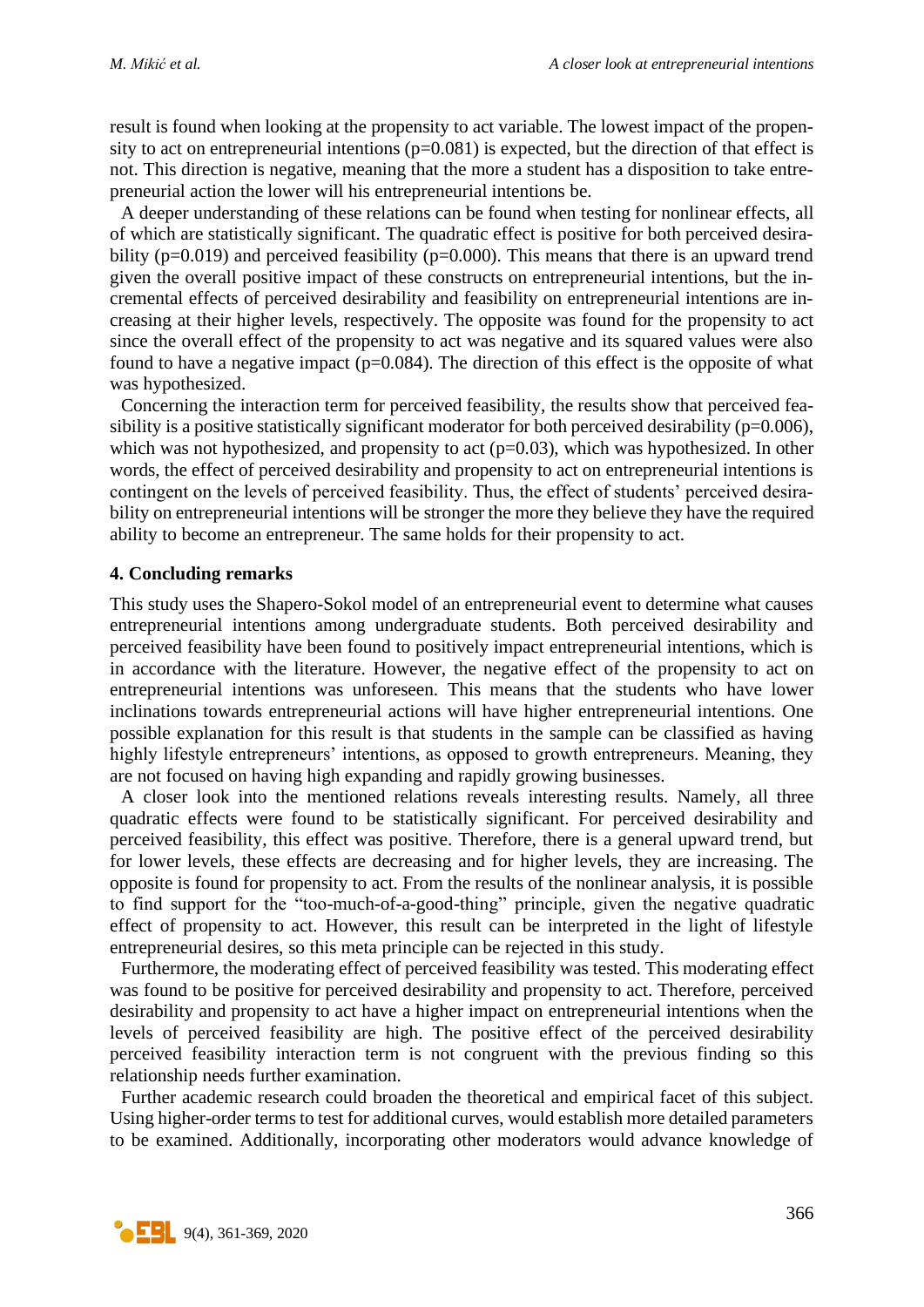result is found when looking at the propensity to act variable. The lowest impact of the propensity to act on entrepreneurial intentions (p=0.081) is expected, but the direction of that effect is not. This direction is negative, meaning that the more a student has a disposition to take entrepreneurial action the lower will his entrepreneurial intentions be.

A deeper understanding of these relations can be found when testing for nonlinear effects, all of which are statistically significant. The quadratic effect is positive for both perceived desirability (p=0.019) and perceived feasibility (p=0.000). This means that there is an upward trend given the overall positive impact of these constructs on entrepreneurial intentions, but the incremental effects of perceived desirability and feasibility on entrepreneurial intentions are increasing at their higher levels, respectively. The opposite was found for the propensity to act since the overall effect of the propensity to act was negative and its squared values were also found to have a negative impact (p=0.084). The direction of this effect is the opposite of what was hypothesized.

Concerning the interaction term for perceived feasibility, the results show that perceived feasibility is a positive statistically significant moderator for both perceived desirability (p=0.006), which was not hypothesized, and propensity to act (p=0.03), which was hypothesized. In other words, the effect of perceived desirability and propensity to act on entrepreneurial intentions is contingent on the levels of perceived feasibility. Thus, the effect of students' perceived desirability on entrepreneurial intentions will be stronger the more they believe they have the required ability to become an entrepreneur. The same holds for their propensity to act.

## 4. Concluding remarks

This study uses the Shapero-Sokol model of an entrepreneurial event to determine what causes entrepreneurial intentions among undergraduate students. Both perceived desirability and perceived feasibility have been found to positively impact entrepreneurial intentions, which is in accordance with the literature. However, the negative effect of the propensity to act on entrepreneurial intentions was unforeseen. This means that the students who have lower inclinations towards entrepreneurial actions will have higher entrepreneurial intentions. One possible explanation for this result is that students in the sample can be classified as having highly lifestyle entrepreneurs' intentions, as opposed to growth entrepreneurs. Meaning, they are not focused on having high expanding and rapidly growing businesses.

A closer look into the mentioned relations reveals interesting results. Namely, all three quadratic effects were found to be statistically significant. For perceived desirability and perceived feasibility, this effect was positive. Therefore, there is a general upward trend, but for lower levels, these effects are decreasing and for higher levels, they are increasing. The opposite is found for propensity to act. From the results of the nonlinear analysis, it is possible to find support for the "too-much-of-a-good-thing" principle, given the negative quadratic effect of propensity to act. However, this result can be interpreted in the light of lifestyle entrepreneurial desires, so this meta principle can be rejected in this study.

Furthermore, the moderating effect of perceived feasibility was tested. This moderating effect was found to be positive for perceived desirability and propensity to act. Therefore, perceived desirability and propensity to act have a higher impact on entrepreneurial intentions when the levels of perceived feasibility are high. The positive effect of the perceived desirability perceived feasibility interaction term is not congruent with the previous finding so this relationship needs further examination.

Further academic research could broaden the theoretical and empirical facet of this subject. Using higher-order terms to test for additional curves, would establish more detailed parameters to be examined. Additionally, incorporating other moderators would advance knowledge of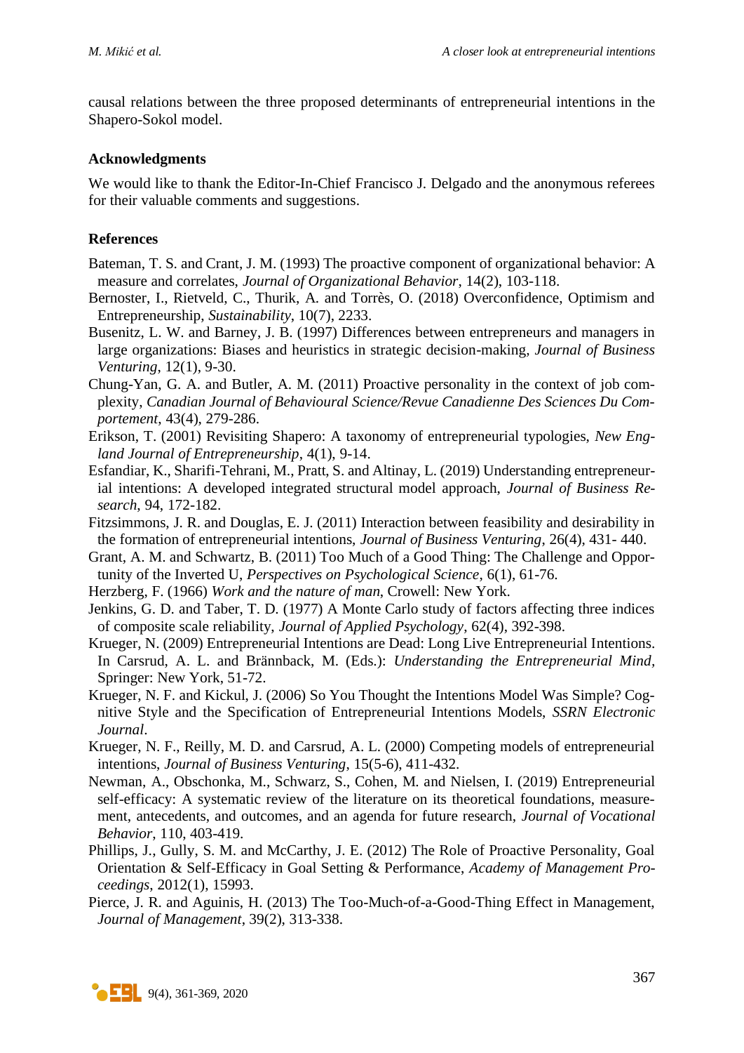causal relations between the three proposed determinants of entrepreneurial intentions in the Shapero-Sokol model.

### Acknowledgments

We would like to thank the Editor-In-Chief Francisco J. Delgado and the anonymous referees for their valuable comments and suggestions.

### References

Bateman, T. S. and Crant, J. M. (1993) The proactive component of organizational behavior: A measure and correlates, *Journal of Organizational Behavior*, 14(2), 103-118.

Bernoster, I., Rietveld, C., Thurik, A. and Torrès, O. (2018) Overconfidence, Optimism and Entrepreneurship, *Sustainability*, 10(7), 2233.

Busenitz, L. W. and Barney, J. B. (1997) Differences between entrepreneurs and managers in large organizations: Biases and heuristics in strategic decision-making, *Journal of Business Venturing*, 12(1), 9-30.

Chung-Yan, G. A. and Butler, A. M. (2011) Proactive personality in the context of job complexity, *Canadian Journal of Behavioural Science/Revue Canadienne Des Sciences Du Comportement*, 43(4), 279-286.

Erikson, T. (2001) Revisiting Shapero: A taxonomy of entrepreneurial typologies, *New England Journal of Entrepreneurship*, 4(1), 9-14.

Esfandiar, K., Sharifi-Tehrani, M., Pratt, S. and Altinay, L. (2019) Understanding entrepreneurial intentions: A developed integrated structural model approach, *Journal of Business Research*, 94, 172-182.

Fitzsimmons, J. R. and Douglas, E. J. (2011) Interaction between feasibility and desirability in the formation of entrepreneurial intentions, *Journal of Business Venturing*, 26(4), 431- 440.

Grant, A. M. and Schwartz, B. (2011) Too Much of a Good Thing: The Challenge and Opportunity of the Inverted U, *Perspectives on Psychological Science*, 6(1), 61-76.

Herzberg, F. (1966) *Work and the nature of man*, Crowell: New York.

Jenkins, G. D. and Taber, T. D. (1977) A Monte Carlo study of factors affecting three indices of composite scale reliability, *Journal of Applied Psychology*, 62(4), 392-398.

Krueger, N. (2009) Entrepreneurial Intentions are Dead: Long Live Entrepreneurial Intentions. In Carsrud, A. L. and Brännback, M. (Eds.): *Understanding the Entrepreneurial Mind*, Springer: New York, 51-72.

Krueger, N. F. and Kickul, J. (2006) So You Thought the Intentions Model Was Simple? Cognitive Style and the Specification of Entrepreneurial Intentions Models, *SSRN Electronic Journal*.

Krueger, N. F., Reilly, M. D. and Carsrud, A. L. (2000) Competing models of entrepreneurial intentions, *Journal of Business Venturing*, 15(5-6), 411-432.

Newman, A., Obschonka, M., Schwarz, S., Cohen, M. and Nielsen, I. (2019) Entrepreneurial self-efficacy: A systematic review of the literature on its theoretical foundations, measurement, antecedents, and outcomes, and an agenda for future research, *Journal of Vocational Behavior*, 110, 403-419.

Phillips, J., Gully, S. M. and McCarthy, J. E. (2012) The Role of Proactive Personality, Goal Orientation & Self-Efficacy in Goal Setting & Performance, *Academy of Management Proceedings*, 2012(1), 15993.

Pierce, J. R. and Aguinis, H. (2013) The Too-Much-of-a-Good-Thing Effect in Management, *Journal of Management*, 39(2), 313-338.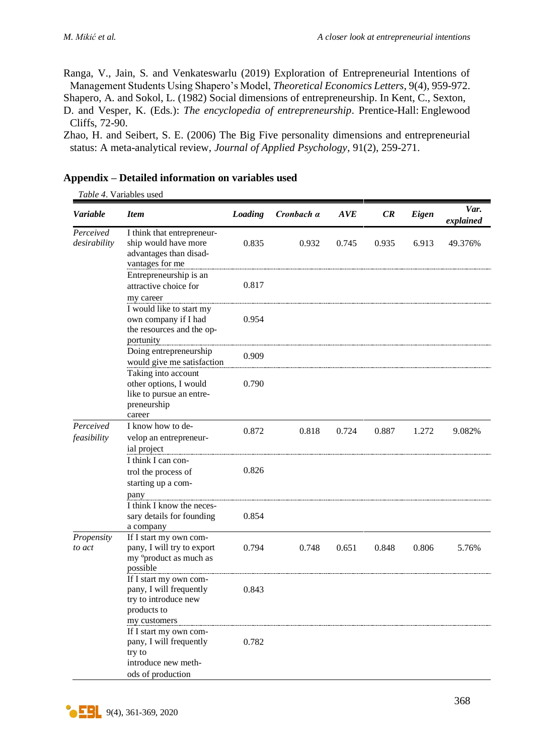Ranga, V., Jain, S. and Venkateswarlu (2019) Exploration of Entrepreneurial Intentions of Management Students Using Shapero's Model, *Theoretical Economics Letters*, 9(4), 959-972.

Shapero, A. and Sokol, L. (1982) Social dimensions of entrepreneurship. In Kent, C., Sexton, D. and Vesper, K. (Eds.): *The encyclopedia of entrepreneurship*. Prentice-Hall: Englewood Cliffs, 72-90.

Zhao, H. and Seibert, S. E. (2006) The Big Five personality dimensions and entrepreneurial status: A meta-analytical review, *Journal of Applied Psychology*, 91(2), 259-271.

## Appendix – Detailed information on variables used

*Table 4*. Variables used

| *Variable* | *Item* | *Loading* | *Cronbach α* | *AVE* | *CR* | *Eigen* | *Var. explained* |
|---|---|---|---|---|---|---|---|
| *Perceived desirability* | I think that entrepreneurship would have more advantages than disadvantages for me | 0.835 | 0.932 | 0.745 | 0.935 | 6.913 | 49.376% |
| | Entrepreneurship is an attractive choice for my career | 0.817 | | | | | |
| | I would like to start my own company if I had the resources and the opportunity | 0.954 | | | | | |
| | Doing entrepreneurship would give me satisfaction | 0.909 | | | | | |
| | Taking into account other options, I would like to pursue an entrepreneurship career | 0.790 | | | | | |
| *Perceived feasibility* | I know how to develop an entrepreneurial project | 0.872 | 0.818 | 0.724 | 0.887 | 1.272 | 9.082% |
| | I think I can control the process of starting up a company | 0.826 | | | | | |
| | I think I know the necessary details for founding a company | 0.854 | | | | | |
| *Propensity to act* | If I start my own company, I will try to export my °product as much as possible | 0.794 | 0.748 | 0.651 | 0.848 | 0.806 | 5.76% |
| | If I start my own company, I will frequently try to introduce new products to my customers | 0.843 | | | | | |
| | If I start my own company, I will frequently try to introduce new methods of production | 0.782 | | | | | |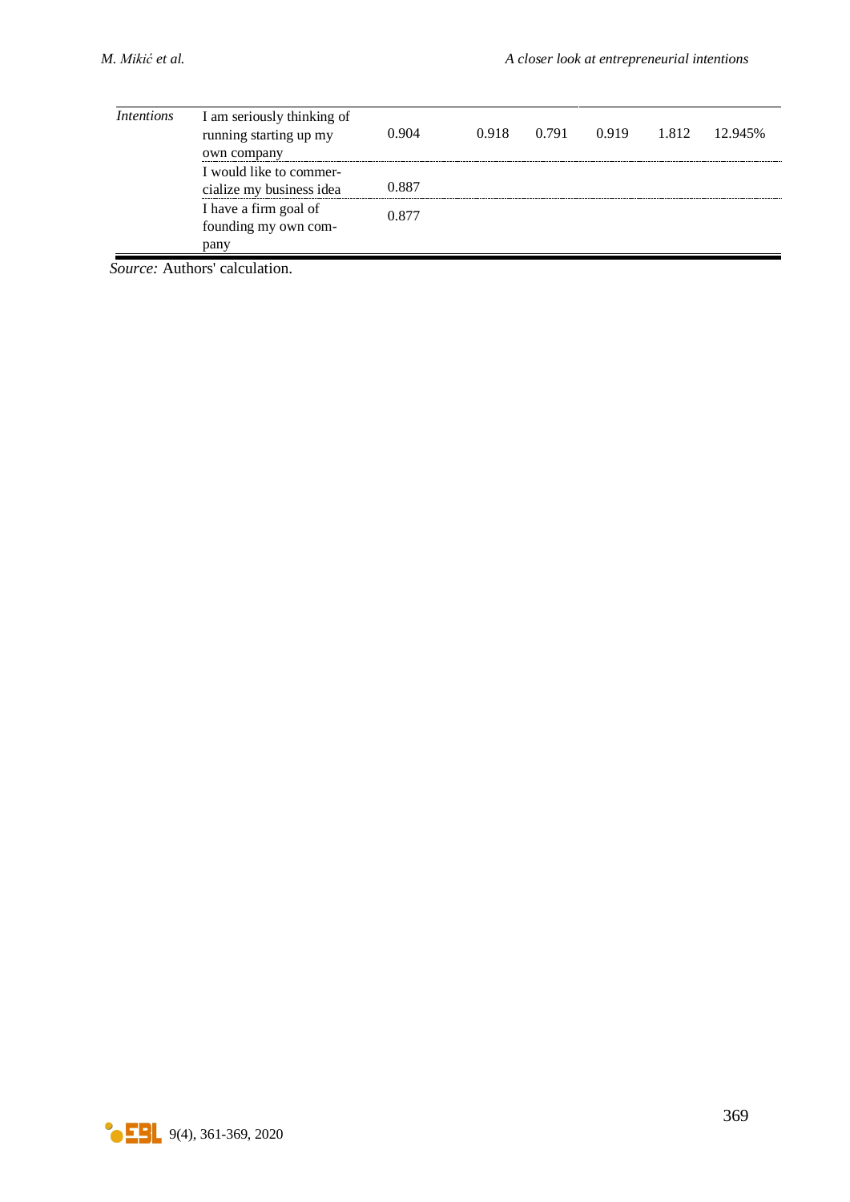| | | | | | | | |
|---|---|---|---|---|---|---|---|
| *Intentions* | I am seriously thinking of running starting up my own company | 0.904 | 0.918 | 0.791 | 0.919 | 1.812 | 12.945% |
| | I would like to commercialize my business idea | 0.887 | | | | | |
| | I have a firm goal of founding my own company | 0.877 | | | | | |

*Source:* Authors' calculation.